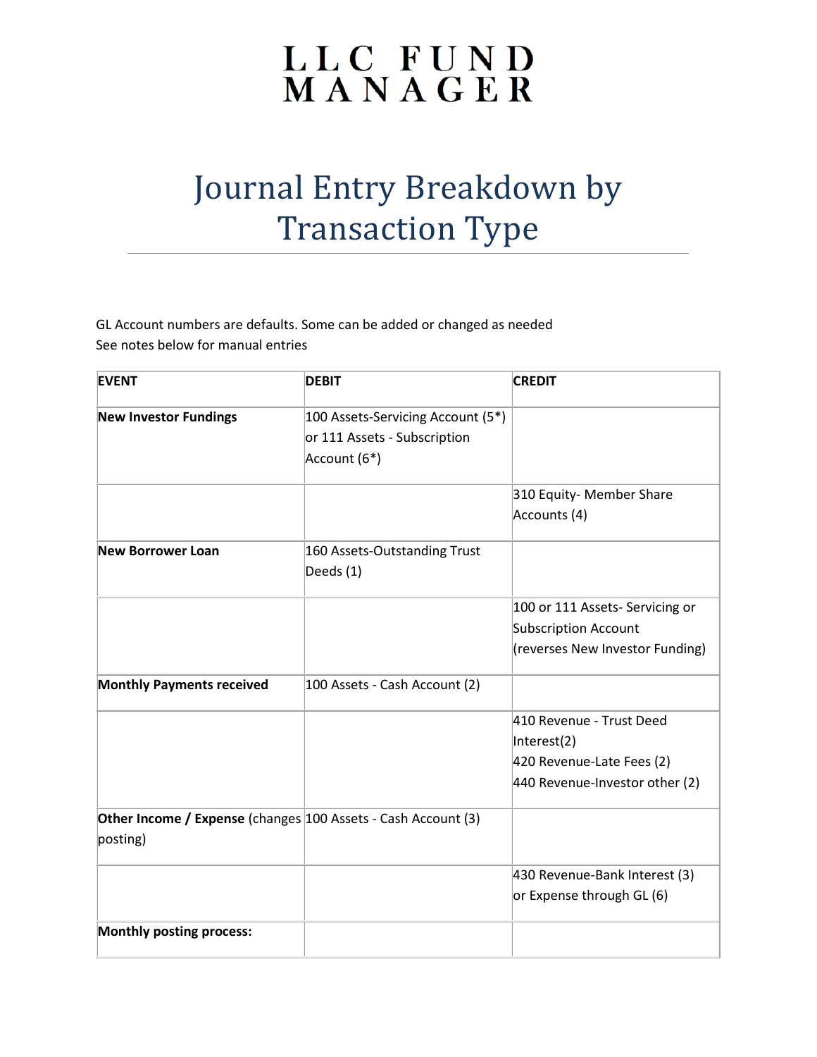# LLC FUND MANAGER

# Journal Entry Breakdown by Transaction Type

GL Account numbers are defaults. Some can be added or changed as needed
See notes below for manual entries

| **EVENT** | **DEBIT** | **CREDIT** |
| --- | --- | --- |
| **New Investor Fundings** | 100 Assets-Servicing Account (5*) or 111 Assets - Subscription Account (6*) | |
| | | 310 Equity- Member Share Accounts (4) |
| **New Borrower Loan** | 160 Assets-Outstanding Trust Deeds (1) | |
| | | 100 or 111 Assets- Servicing or Subscription Account (reverses New Investor Funding) |
| **Monthly Payments received** | 100 Assets - Cash Account (2) | |
| | | 410 Revenue - Trust Deed Interest(2)<br>420 Revenue-Late Fees (2)<br>440 Revenue-Investor other (2) |
| **Other Income / Expense** (changes posting) | 100 Assets - Cash Account (3) | |
| | | 430 Revenue-Bank Interest (3) or Expense through GL (6) |
| **Monthly posting process:** | | |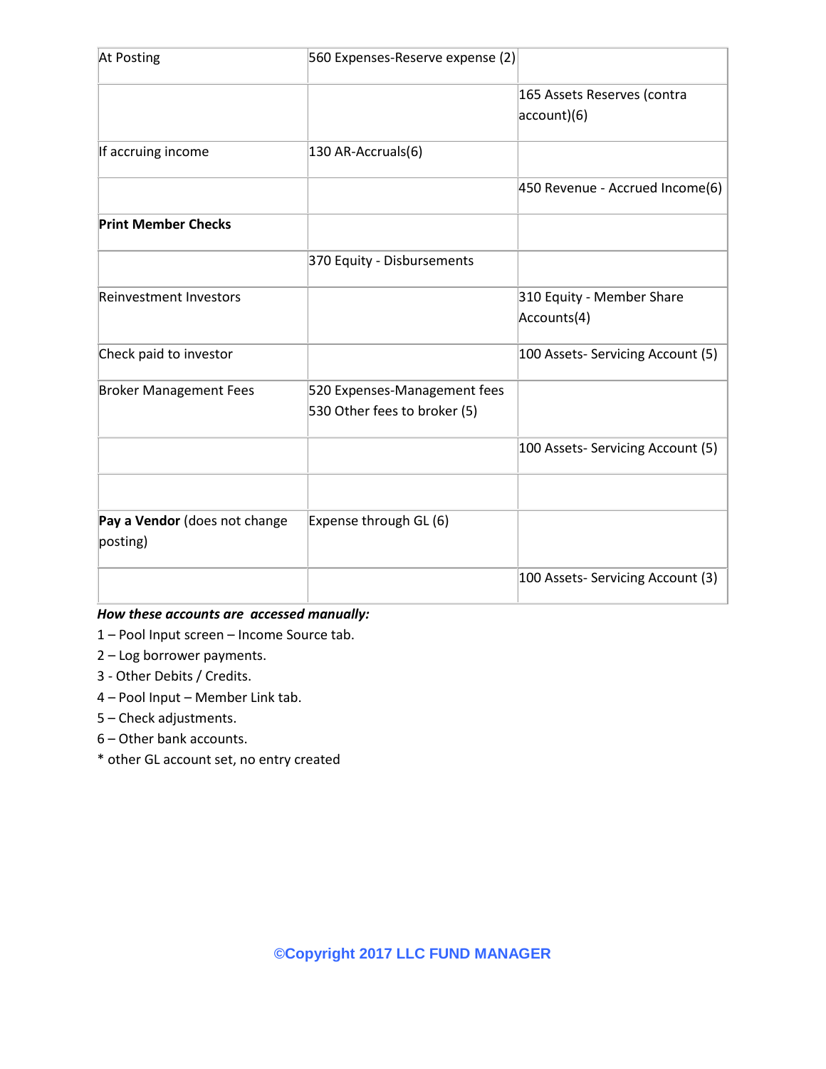| | | |
|---|---|---|
| At Posting | 560 Expenses-Reserve expense (2) | |
| | | 165 Assets Reserves (contra account)(6) |
| If accruing income | 130 AR-Accruals(6) | |
| | | 450 Revenue - Accrued Income(6) |
| **Print Member Checks** | | |
| | 370 Equity - Disbursements | |
| Reinvestment Investors | | 310 Equity - Member Share Accounts(4) |
| Check paid to investor | | 100 Assets- Servicing Account (5) |
| Broker Management Fees | 520 Expenses-Management fees<br>530 Other fees to broker (5) | |
| | | 100 Assets- Servicing Account (5) |
| | | |
| **Pay a Vendor** (does not change posting) | Expense through GL (6) | |
| | | 100 Assets- Servicing Account (3) |

***How these accounts are accessed manually:***

1 – Pool Input screen – Income Source tab.
2 – Log borrower payments.
3 - Other Debits / Credits.
4 – Pool Input – Member Link tab.
5 – Check adjustments.
6 – Other bank accounts.
* other GL account set, no entry created

**©Copyright 2017 LLC FUND MANAGER**